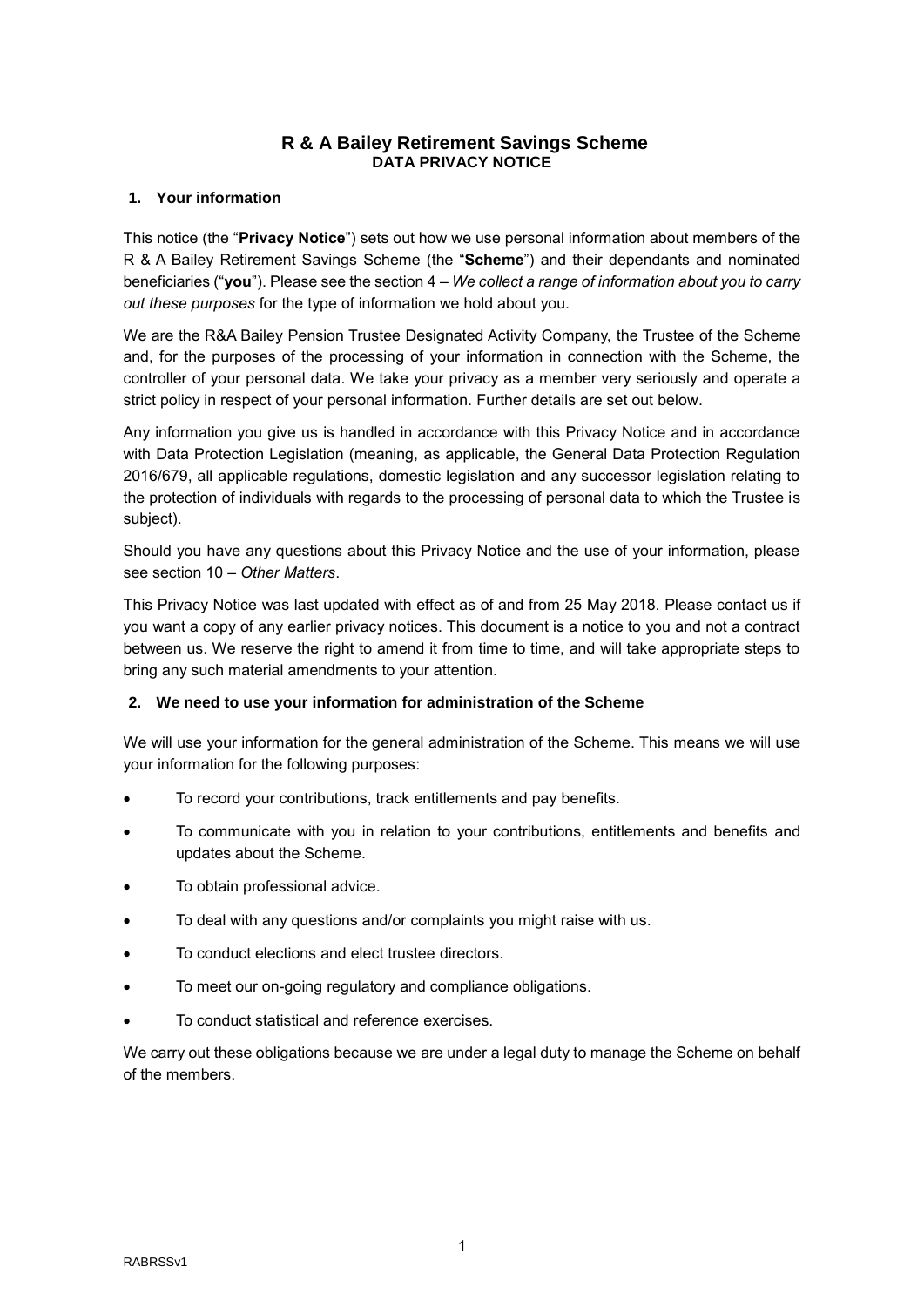# R & A Bailey Retirement Savings Scheme

## DATA PRIVACY NOTICE

### 1. Your information

This notice (the "**Privacy Notice**") sets out how we use personal information about members of the R & A Bailey Retirement Savings Scheme (the "**Scheme**") and their dependants and nominated beneficiaries ("**you**"). Please see the section 4 – *We collect a range of information about you to carry out these purposes* for the type of information we hold about you.

We are the R&A Bailey Pension Trustee Designated Activity Company, the Trustee of the Scheme and, for the purposes of the processing of your information in connection with the Scheme, the controller of your personal data. We take your privacy as a member very seriously and operate a strict policy in respect of your personal information. Further details are set out below.

Any information you give us is handled in accordance with this Privacy Notice and in accordance with Data Protection Legislation (meaning, as applicable, the General Data Protection Regulation 2016/679, all applicable regulations, domestic legislation and any successor legislation relating to the protection of individuals with regards to the processing of personal data to which the Trustee is subject).

Should you have any questions about this Privacy Notice and the use of your information, please see section 10 – *Other Matters*.

This Privacy Notice was last updated with effect as of and from 25 May 2018. Please contact us if you want a copy of any earlier privacy notices. This document is a notice to you and not a contract between us. We reserve the right to amend it from time to time, and will take appropriate steps to bring any such material amendments to your attention.

### 2. We need to use your information for administration of the Scheme

We will use your information for the general administration of the Scheme. This means we will use your information for the following purposes:

- To record your contributions, track entitlements and pay benefits.
- To communicate with you in relation to your contributions, entitlements and benefits and updates about the Scheme.
- To obtain professional advice.
- To deal with any questions and/or complaints you might raise with us.
- To conduct elections and elect trustee directors.
- To meet our on-going regulatory and compliance obligations.
- To conduct statistical and reference exercises.

We carry out these obligations because we are under a legal duty to manage the Scheme on behalf of the members.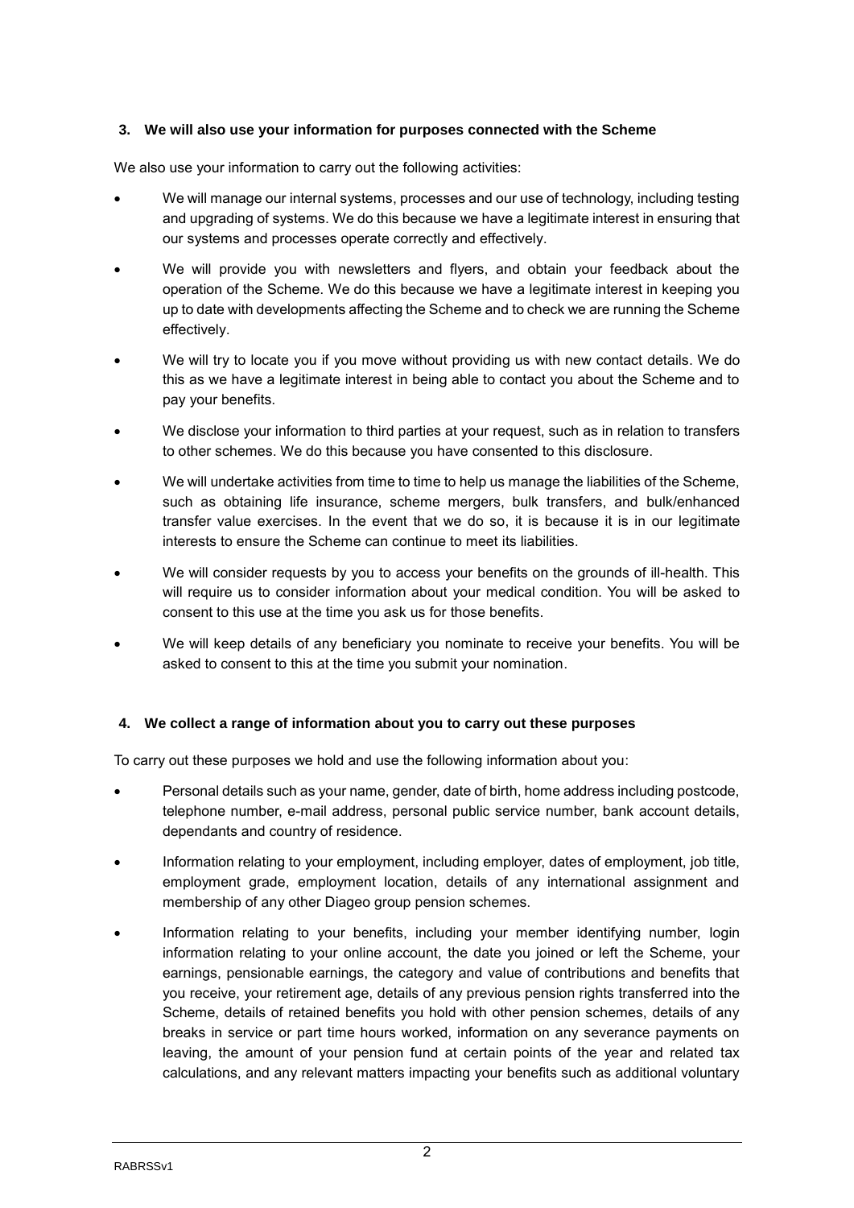## 3. We will also use your information for purposes connected with the Scheme

We also use your information to carry out the following activities:

- We will manage our internal systems, processes and our use of technology, including testing and upgrading of systems. We do this because we have a legitimate interest in ensuring that our systems and processes operate correctly and effectively.
- We will provide you with newsletters and flyers, and obtain your feedback about the operation of the Scheme. We do this because we have a legitimate interest in keeping you up to date with developments affecting the Scheme and to check we are running the Scheme effectively.
- We will try to locate you if you move without providing us with new contact details. We do this as we have a legitimate interest in being able to contact you about the Scheme and to pay your benefits.
- We disclose your information to third parties at your request, such as in relation to transfers to other schemes. We do this because you have consented to this disclosure.
- We will undertake activities from time to time to help us manage the liabilities of the Scheme, such as obtaining life insurance, scheme mergers, bulk transfers, and bulk/enhanced transfer value exercises. In the event that we do so, it is because it is in our legitimate interests to ensure the Scheme can continue to meet its liabilities.
- We will consider requests by you to access your benefits on the grounds of ill-health. This will require us to consider information about your medical condition. You will be asked to consent to this use at the time you ask us for those benefits.
- We will keep details of any beneficiary you nominate to receive your benefits. You will be asked to consent to this at the time you submit your nomination.

## 4. We collect a range of information about you to carry out these purposes

To carry out these purposes we hold and use the following information about you:

- Personal details such as your name, gender, date of birth, home address including postcode, telephone number, e-mail address, personal public service number, bank account details, dependants and country of residence.
- Information relating to your employment, including employer, dates of employment, job title, employment grade, employment location, details of any international assignment and membership of any other Diageo group pension schemes.
- Information relating to your benefits, including your member identifying number, login information relating to your online account, the date you joined or left the Scheme, your earnings, pensionable earnings, the category and value of contributions and benefits that you receive, your retirement age, details of any previous pension rights transferred into the Scheme, details of retained benefits you hold with other pension schemes, details of any breaks in service or part time hours worked, information on any severance payments on leaving, the amount of your pension fund at certain points of the year and related tax calculations, and any relevant matters impacting your benefits such as additional voluntary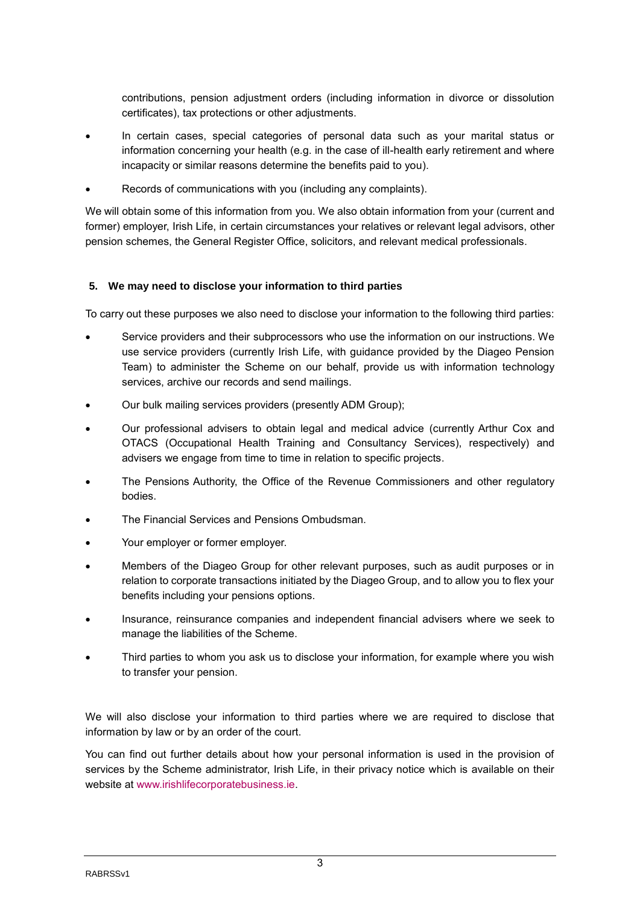contributions, pension adjustment orders (including information in divorce or dissolution certificates), tax protections or other adjustments.

- In certain cases, special categories of personal data such as your marital status or information concerning your health (e.g. in the case of ill-health early retirement and where incapacity or similar reasons determine the benefits paid to you).
- Records of communications with you (including any complaints).

We will obtain some of this information from you. We also obtain information from your (current and former) employer, Irish Life, in certain circumstances your relatives or relevant legal advisors, other pension schemes, the General Register Office, solicitors, and relevant medical professionals.

### 5. We may need to disclose your information to third parties

To carry out these purposes we also need to disclose your information to the following third parties:

- Service providers and their subprocessors who use the information on our instructions. We use service providers (currently Irish Life, with guidance provided by the Diageo Pension Team) to administer the Scheme on our behalf, provide us with information technology services, archive our records and send mailings.
- Our bulk mailing services providers (presently ADM Group);
- Our professional advisers to obtain legal and medical advice (currently Arthur Cox and OTACS (Occupational Health Training and Consultancy Services), respectively) and advisers we engage from time to time in relation to specific projects.
- The Pensions Authority, the Office of the Revenue Commissioners and other regulatory bodies.
- The Financial Services and Pensions Ombudsman.
- Your employer or former employer.
- Members of the Diageo Group for other relevant purposes, such as audit purposes or in relation to corporate transactions initiated by the Diageo Group, and to allow you to flex your benefits including your pensions options.
- Insurance, reinsurance companies and independent financial advisers where we seek to manage the liabilities of the Scheme.
- Third parties to whom you ask us to disclose your information, for example where you wish to transfer your pension.

We will also disclose your information to third parties where we are required to disclose that information by law or by an order of the court.

You can find out further details about how your personal information is used in the provision of services by the Scheme administrator, Irish Life, in their privacy notice which is available on their website at www.irishlifecorporatebusiness.ie.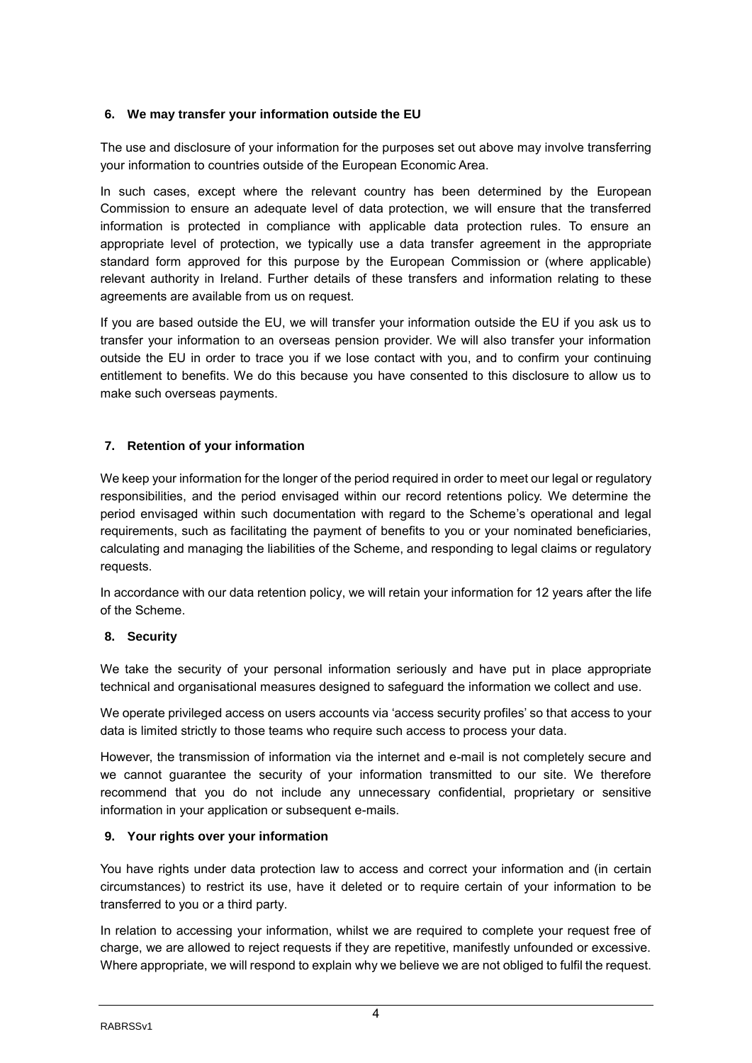## 6. We may transfer your information outside the EU

The use and disclosure of your information for the purposes set out above may involve transferring your information to countries outside of the European Economic Area.

In such cases, except where the relevant country has been determined by the European Commission to ensure an adequate level of data protection, we will ensure that the transferred information is protected in compliance with applicable data protection rules. To ensure an appropriate level of protection, we typically use a data transfer agreement in the appropriate standard form approved for this purpose by the European Commission or (where applicable) relevant authority in Ireland. Further details of these transfers and information relating to these agreements are available from us on request.

If you are based outside the EU, we will transfer your information outside the EU if you ask us to transfer your information to an overseas pension provider. We will also transfer your information outside the EU in order to trace you if we lose contact with you, and to confirm your continuing entitlement to benefits. We do this because you have consented to this disclosure to allow us to make such overseas payments.

## 7. Retention of your information

We keep your information for the longer of the period required in order to meet our legal or regulatory responsibilities, and the period envisaged within our record retentions policy. We determine the period envisaged within such documentation with regard to the Scheme's operational and legal requirements, such as facilitating the payment of benefits to you or your nominated beneficiaries, calculating and managing the liabilities of the Scheme, and responding to legal claims or regulatory requests.

In accordance with our data retention policy, we will retain your information for 12 years after the life of the Scheme.

## 8. Security

We take the security of your personal information seriously and have put in place appropriate technical and organisational measures designed to safeguard the information we collect and use.

We operate privileged access on users accounts via 'access security profiles' so that access to your data is limited strictly to those teams who require such access to process your data.

However, the transmission of information via the internet and e-mail is not completely secure and we cannot guarantee the security of your information transmitted to our site. We therefore recommend that you do not include any unnecessary confidential, proprietary or sensitive information in your application or subsequent e-mails.

## 9. Your rights over your information

You have rights under data protection law to access and correct your information and (in certain circumstances) to restrict its use, have it deleted or to require certain of your information to be transferred to you or a third party.

In relation to accessing your information, whilst we are required to complete your request free of charge, we are allowed to reject requests if they are repetitive, manifestly unfounded or excessive. Where appropriate, we will respond to explain why we believe we are not obliged to fulfil the request.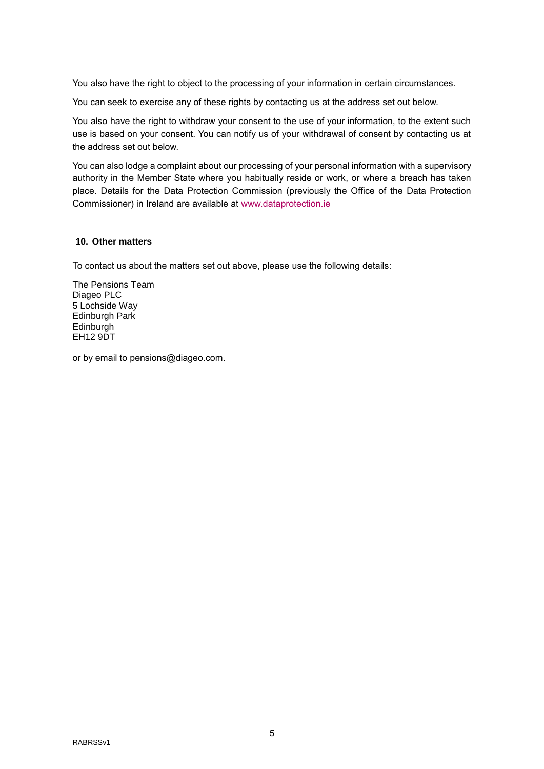You also have the right to object to the processing of your information in certain circumstances.

You can seek to exercise any of these rights by contacting us at the address set out below.

You also have the right to withdraw your consent to the use of your information, to the extent such use is based on your consent. You can notify us of your withdrawal of consent by contacting us at the address set out below.

You can also lodge a complaint about our processing of your personal information with a supervisory authority in the Member State where you habitually reside or work, or where a breach has taken place. Details for the Data Protection Commission (previously the Office of the Data Protection Commissioner) in Ireland are available at www.dataprotection.ie

## 10. Other matters

To contact us about the matters set out above, please use the following details:

The Pensions Team
Diageo PLC
5 Lochside Way
Edinburgh Park
Edinburgh
EH12 9DT

or by email to pensions@diageo.com.

RABRSSv1